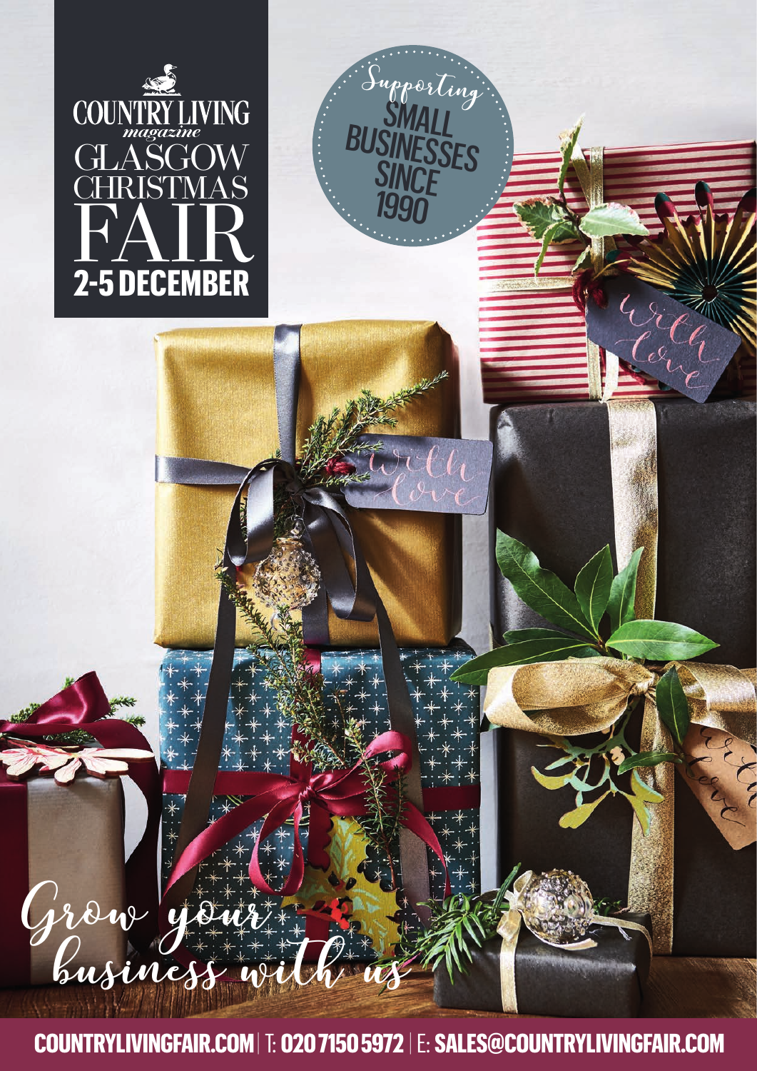# COUNTRY LIVING *magazine* GLASGOW CHRISTMAS FAIR

## 2-5 DECEMBER

Supporting SMALL BUSINESSES SINCE 1990

*Grow your business with us*

**COUNTRYLIVINGFAIR.COM** | T: **020 7150 5972** | E: **SALES@COUNTRYLIVINGFAIR.COM**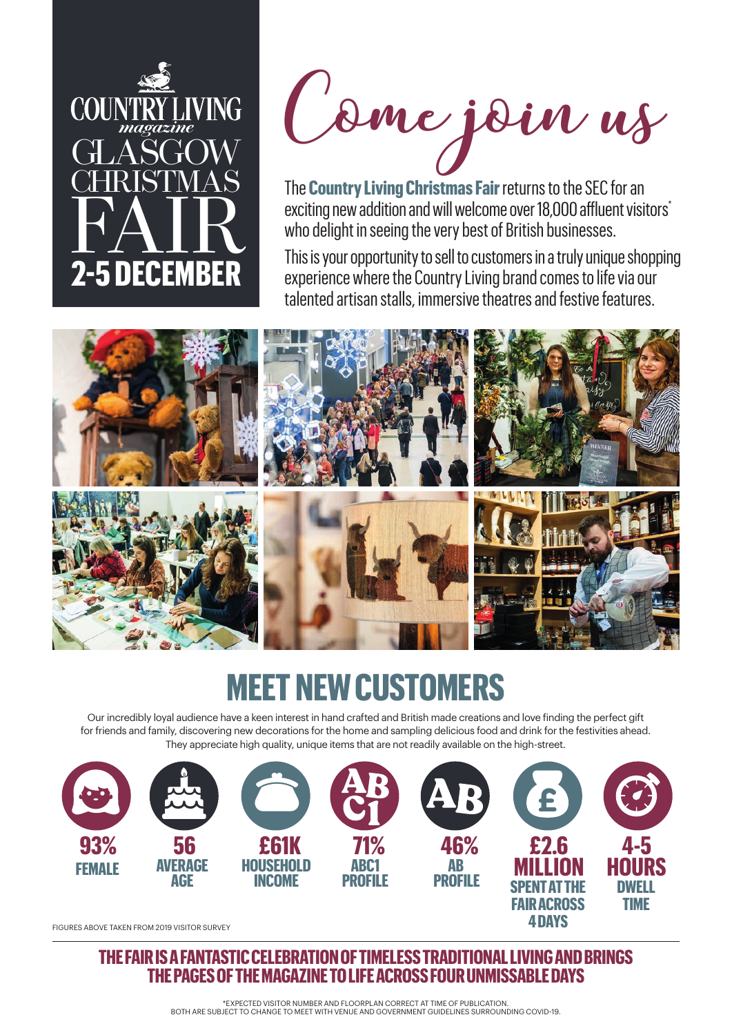COUNTRY LIVING *magazine*

GLASGOW CHRISTMAS FAIR

**2-5 DECEMBER**

# Come join us

The **Country Living Christmas Fair** returns to the SEC for an exciting new addition and will welcome over 18,000 affluent visitors* who delight in seeing the very best of British businesses.

This is your opportunity to sell to customers in a truly unique shopping experience where the Country Living brand comes to life via our talented artisan stalls, immersive theatres and festive features.

## MEET NEW CUSTOMERS

Our incredibly loyal audience have a keen interest in hand crafted and British made creations and love finding the perfect gift for friends and family, discovering new decorations for the home and sampling delicious food and drink for the festivities ahead. They appreciate high quality, unique items that are not readily available on the high-street.

- **93%** FEMALE
- **56** AVERAGE AGE
- **£61K** HOUSEHOLD INCOME
- **71%** ABC1 PROFILE
- **46%** AB PROFILE
- **£2.6 MILLION** SPENT AT THE FAIR ACROSS 4 DAYS
- **4-5 HOURS** DWELL TIME

FIGURES ABOVE TAKEN FROM 2019 VISITOR SURVEY

**THE FAIR IS A FANTASTIC CELEBRATION OF TIMELESS TRADITIONAL LIVING AND BRINGS THE PAGES OF THE MAGAZINE TO LIFE ACROSS FOUR UNMISSABLE DAYS**

*EXPECTED VISITOR NUMBER AND FLOORPLAN CORRECT AT TIME OF PUBLICATION.
BOTH ARE SUBJECT TO CHANGE TO MEET WITH VENUE AND GOVERNMENT GUIDELINES SURROUNDING COVID-19.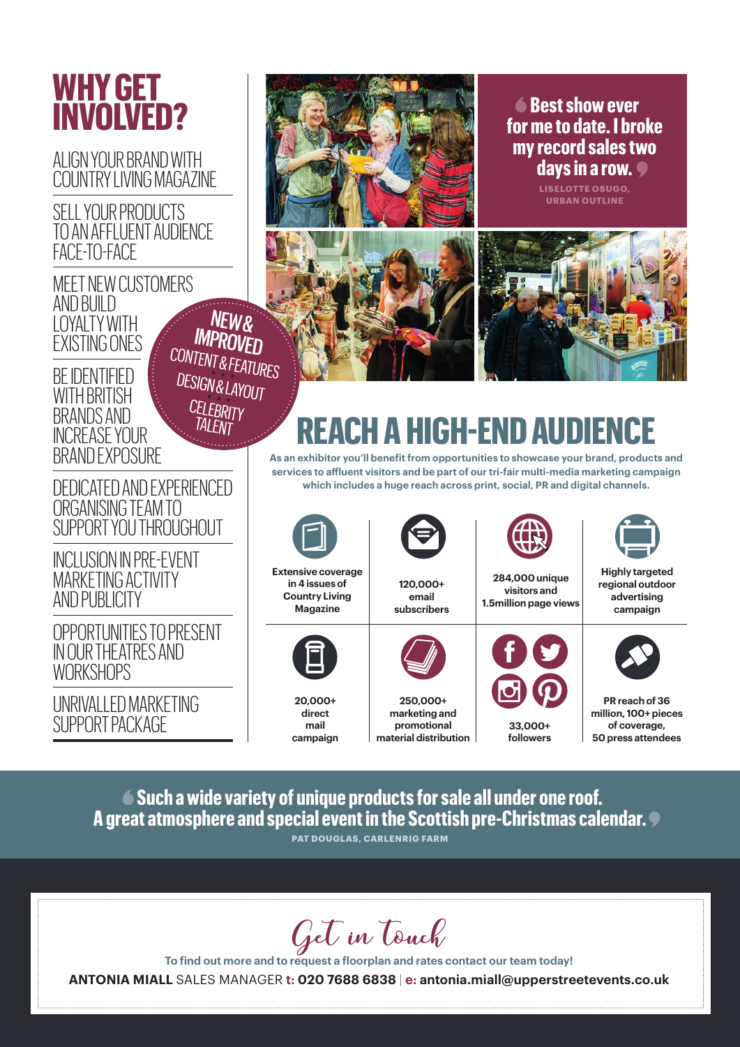# WHY GET INVOLVED?

- ALIGN YOUR BRAND WITH COUNTRY LIVING MAGAZINE
- SELL YOUR PRODUCTS TO AN AFFLUENT AUDIENCE FACE-TO-FACE
- MEET NEW CUSTOMERS AND BUILD LOYALTY WITH EXISTING ONES
- BE IDENTIFIED WITH BRITISH BRANDS AND INCREASE YOUR BRAND EXPOSURE
- DEDICATED AND EXPERIENCED ORGANISING TEAM TO SUPPORT YOU THROUGHOUT
- INCLUSION IN PRE-EVENT MARKETING ACTIVITY AND PUBLICITY
- OPPORTUNITIES TO PRESENT IN OUR THEATRES AND WORKSHOPS
- UNRIVALLED MARKETING SUPPORT PACKAGE

NEW & IMPROVED
CONTENT & FEATURES
DESIGN & LAYOUT
CELEBRITY TALENT

> Best show ever for me to date. I broke my record sales two days in a row.
>
> LISELOTTE OSUGO, URBAN OUTLINE

## REACH A HIGH-END AUDIENCE

As an exhibitor you'll benefit from opportunities to showcase your brand, products and services to affluent visitors and be part of our tri-fair multi-media marketing campaign which includes a huge reach across print, social, PR and digital channels.

| | | | |
|---|---|---|---|
| Extensive coverage in 4 issues of Country Living Magazine | 120,000+ email subscribers | 284,000 unique visitors and 1.5million page views | Highly targeted regional outdoor advertising campaign |
| 20,000+ direct mail campaign | 250,000+ marketing and promotional material distribution | 33,000+ followers | PR reach of 36 million, 100+ pieces of coverage, 50 press attendees |

> Such a wide variety of unique products for sale all under one roof. A great atmosphere and special event in the Scottish pre-Christmas calendar.
>
> PAT DOUGLAS, CARLENRIG FARM

## Get in Touch

To find out more and to request a floorplan and rates contact our team today!

**ANTONIA MIALL** SALES MANAGER **t: 020 7688 6838** | **e: antonia.miall@upperstreetevents.co.uk**